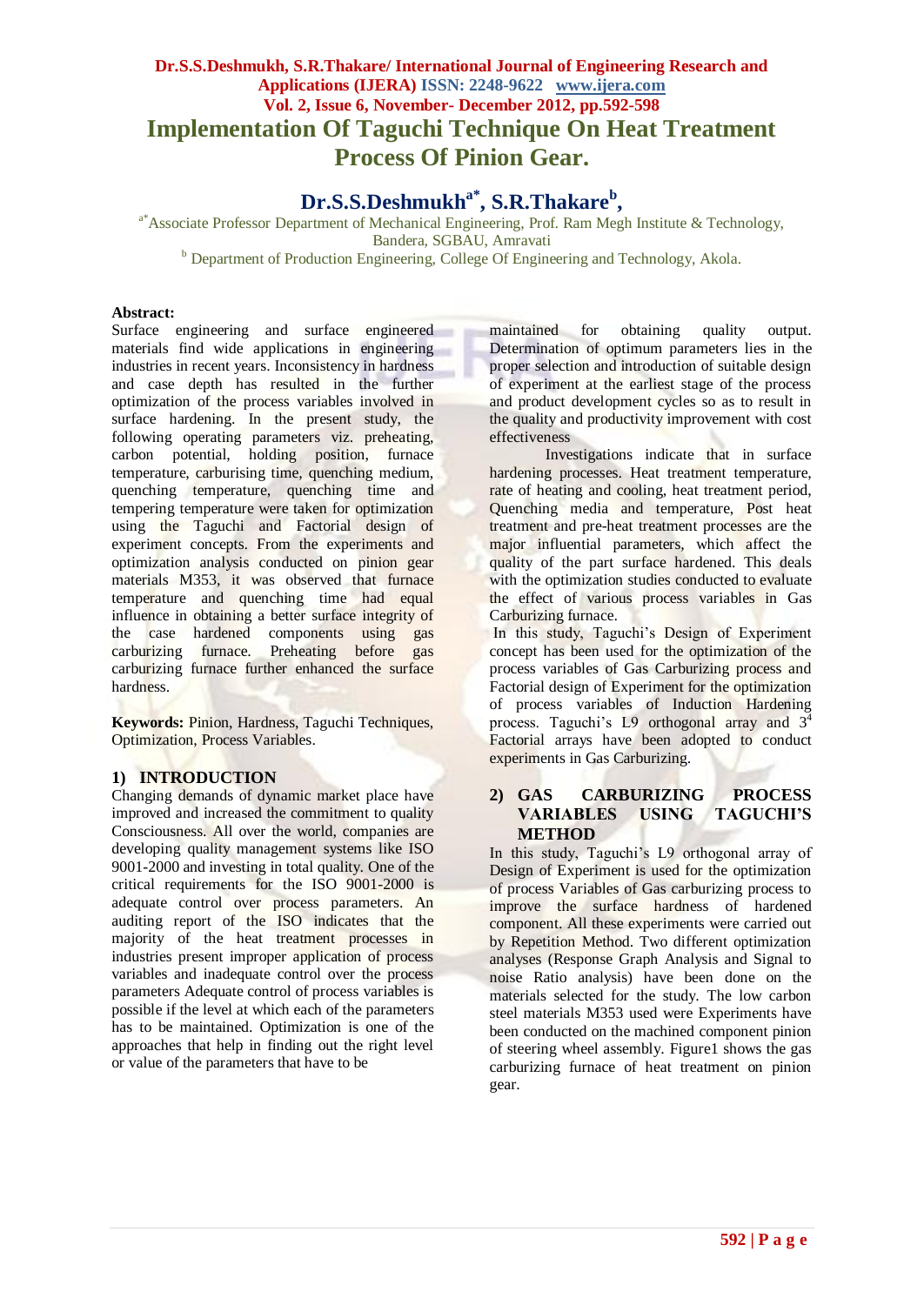# Implementation Of Taguchi Technique On Heat Treatment Process Of Pinion Gear.

**Dr.S.S.Deshmukh[a*], S.R.Thakare[b],**

[a*]Associate Professor Department of Mechanical Engineering, Prof. Ram Megh Institute & Technology, Bandera, SGBAU, Amravati

[b] Department of Production Engineering, College Of Engineering and Technology, Akola.

**Abstract:**
Surface engineering and surface engineered materials find wide applications in engineering industries in recent years. Inconsistency in hardness and case depth has resulted in the further optimization of the process variables involved in surface hardening. In the present study, the following operating parameters viz. preheating, carbon potential, holding position, furnace temperature, carburising time, quenching medium, quenching temperature, quenching time and tempering temperature were taken for optimization using the Taguchi and Factorial design of experiment concepts. From the experiments and optimization analysis conducted on pinion gear materials M353, it was observed that furnace temperature and quenching time had equal influence in obtaining a better surface integrity of the case hardened components using gas carburizing furnace. Preheating before gas carburizing furnace further enhanced the surface hardness.

**Keywords:** Pinion, Hardness, Taguchi Techniques, Optimization, Process Variables.

## 1) INTRODUCTION

Changing demands of dynamic market place have improved and increased the commitment to quality Consciousness. All over the world, companies are developing quality management systems like ISO 9001-2000 and investing in total quality. One of the critical requirements for the ISO 9001-2000 is adequate control over process parameters. An auditing report of the ISO indicates that the majority of the heat treatment processes in industries present improper application of process variables and inadequate control over the process parameters Adequate control of process variables is possible if the level at which each of the parameters has to be maintained. Optimization is one of the approaches that help in finding out the right level or value of the parameters that have to be maintained for obtaining quality output. Determination of optimum parameters lies in the proper selection and introduction of suitable design of experiment at the earliest stage of the process and product development cycles so as to result in the quality and productivity improvement with cost effectiveness

Investigations indicate that in surface hardening processes. Heat treatment temperature, rate of heating and cooling, heat treatment period, Quenching media and temperature, Post heat treatment and pre-heat treatment processes are the major influential parameters, which affect the quality of the part surface hardened. This deals with the optimization studies conducted to evaluate the effect of various process variables in Gas Carburizing furnace.

In this study, Taguchi's Design of Experiment concept has been used for the optimization of the process variables of Gas Carburizing process and Factorial design of Experiment for the optimization of process variables of Induction Hardening process. Taguchi's L9 orthogonal array and $3^4$ Factorial arrays have been adopted to conduct experiments in Gas Carburizing.

## 2) GAS CARBURIZING PROCESS VARIABLES USING TAGUCHI'S METHOD

In this study, Taguchi's L9 orthogonal array of Design of Experiment is used for the optimization of process Variables of Gas carburizing process to improve the surface hardness of hardened component. All these experiments were carried out by Repetition Method. Two different optimization analyses (Response Graph Analysis and Signal to noise Ratio analysis) have been done on the materials selected for the study. The low carbon steel materials M353 used were Experiments have been conducted on the machined component pinion of steering wheel assembly. Figure1 shows the gas carburizing furnace of heat treatment on pinion gear.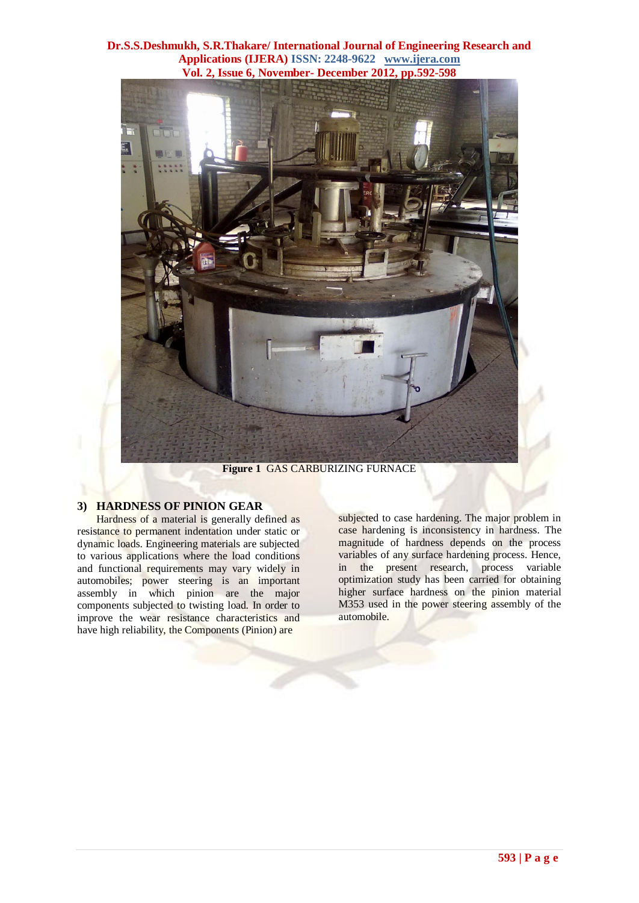**Figure 1** GAS CARBURIZING FURNACE

## 3) HARDNESS OF PINION GEAR

Hardness of a material is generally defined as resistance to permanent indentation under static or dynamic loads. Engineering materials are subjected to various applications where the load conditions and functional requirements may vary widely in automobiles; power steering is an important assembly in which pinion are the major components subjected to twisting load. In order to improve the wear resistance characteristics and have high reliability, the Components (Pinion) are subjected to case hardening. The major problem in case hardening is inconsistency in hardness. The magnitude of hardness depends on the process variables of any surface hardening process. Hence, in the present research, process variable optimization study has been carried for obtaining higher surface hardness on the pinion material M353 used in the power steering assembly of the automobile.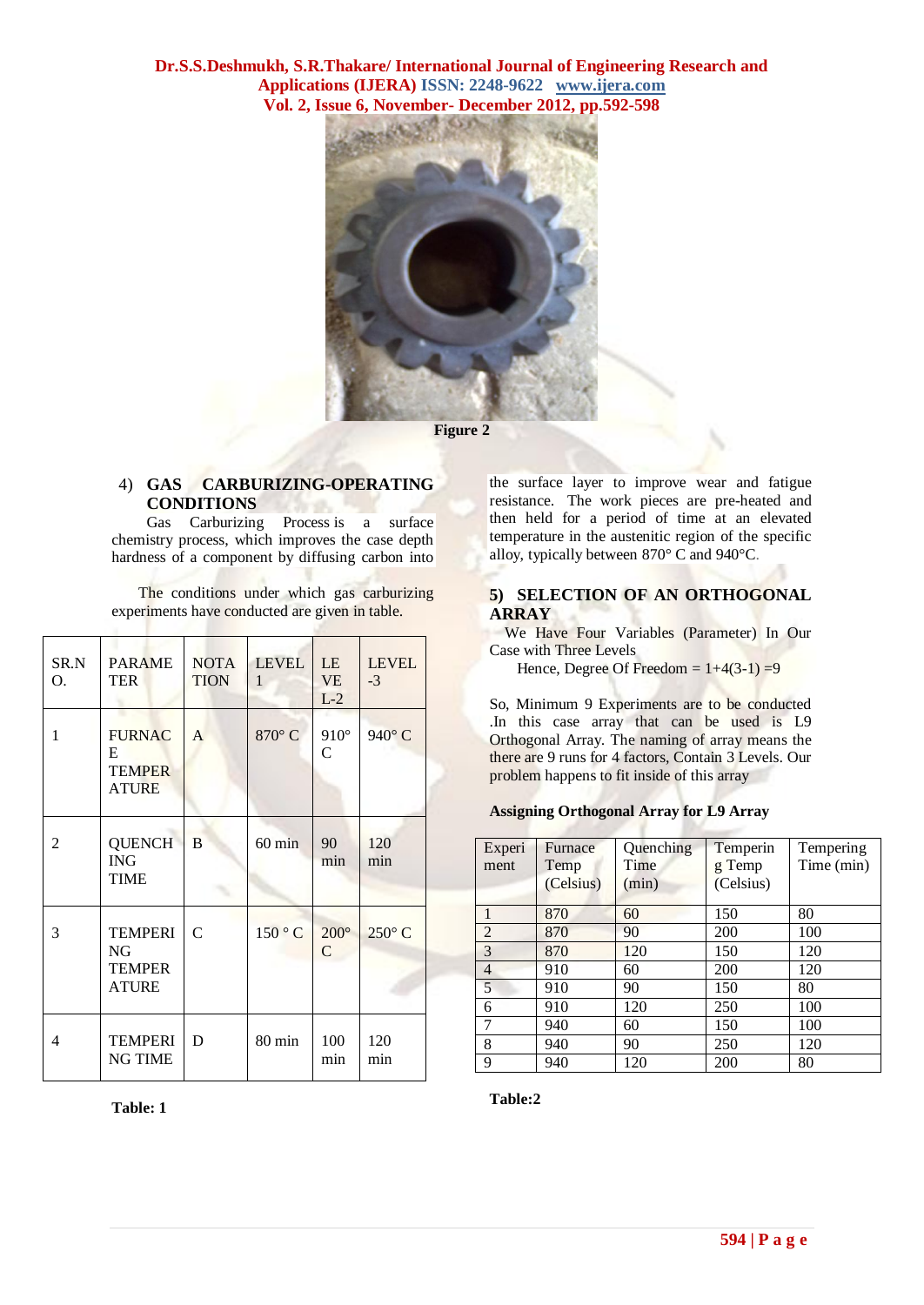Figure 2

### 4) GAS CARBURIZING-OPERATING CONDITIONS

Gas Carburizing Process is a surface chemistry process, which improves the case depth hardness of a component by diffusing carbon into the surface layer to improve wear and fatigue resistance. The work pieces are pre-heated and then held for a period of time at an elevated temperature in the austenitic region of the specific alloy, typically between 870° C and 940°C.

The conditions under which gas carburizing experiments have conducted are given in table.

| SR.NO. | PARAMETER | NOTATION | LEVEL 1 | LEVEL-2 | LEVEL-3 |
|---|---|---|---|---|---|
| 1 | FURNACE TEMPERATURE | A | 870° C | 910° C | 940° C |
| 2 | QUENCHING TIME | B | 60 min | 90 min | 120 min |
| 3 | TEMPERING TEMPERATURE | C | 150 ° C | 200° C | 250° C |
| 4 | TEMPERING TIME | D | 80 min | 100 min | 120 min |

**Table: 1**

### 5) SELECTION OF AN ORTHOGONAL ARRAY

We Have Four Variables (Parameter) In Our Case with Three Levels

Hence, Degree Of Freedom = 1+4(3-1) =9

So, Minimum 9 Experiments are to be conducted .In this case array that can be used is L9 Orthogonal Array. The naming of array means the there are 9 runs for 4 factors, Contain 3 Levels. Our problem happens to fit inside of this array

**Assigning Orthogonal Array for L9 Array**

| Experiment | Furnace Temp (Celsius) | Quenching Time (min) | Tempering Temp (Celsius) | Tempering Time (min) |
|---|---|---|---|---|
| 1 | 870 | 60 | 150 | 80 |
| 2 | 870 | 90 | 200 | 100 |
| 3 | 870 | 120 | 150 | 120 |
| 4 | 910 | 60 | 200 | 120 |
| 5 | 910 | 90 | 150 | 80 |
| 6 | 910 | 120 | 250 | 100 |
| 7 | 940 | 60 | 150 | 100 |
| 8 | 940 | 90 | 250 | 120 |
| 9 | 940 | 120 | 200 | 80 |

**Table:2**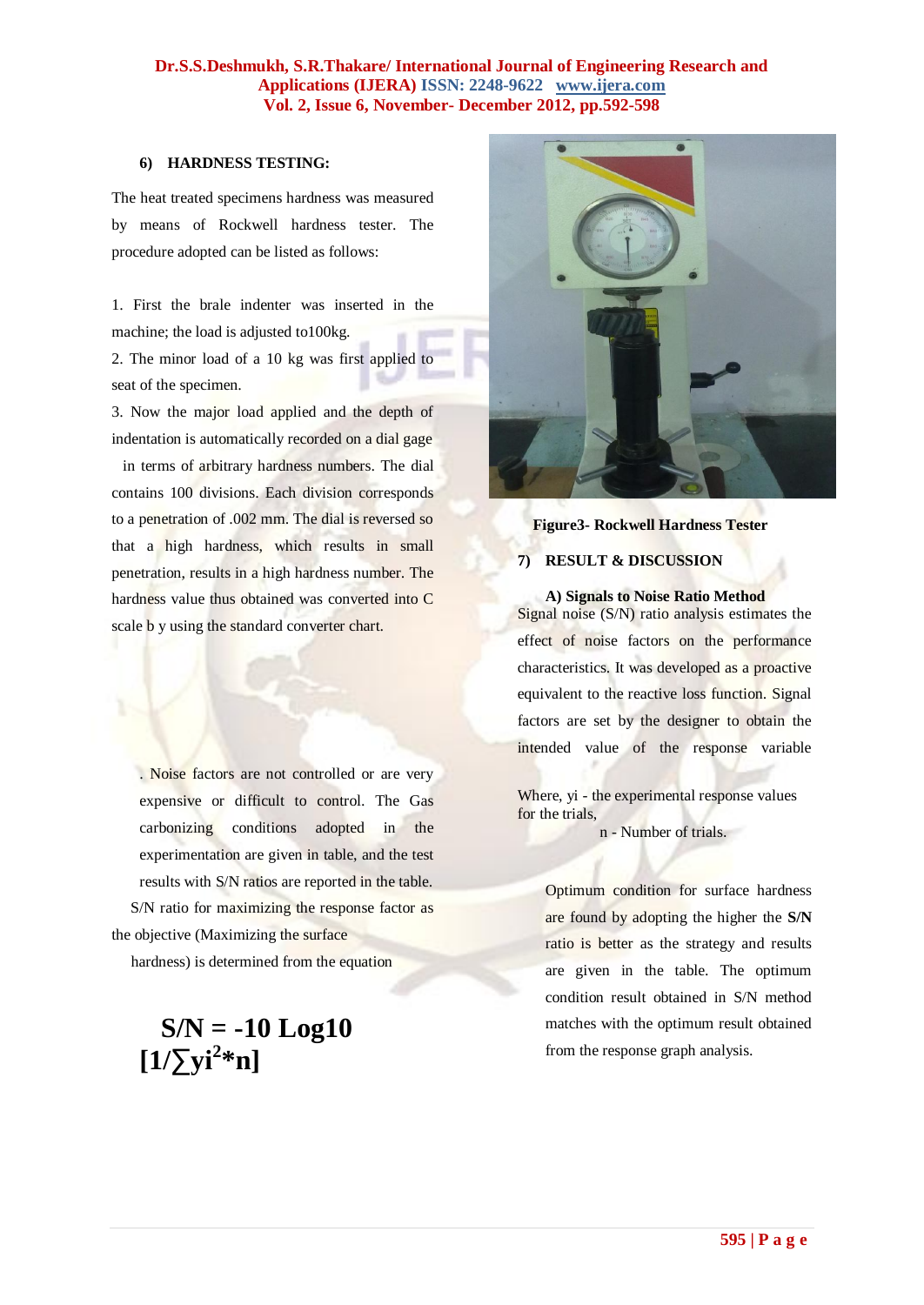### 6) HARDNESS TESTING:

The heat treated specimens hardness was measured by means of Rockwell hardness tester. The procedure adopted can be listed as follows:

1. First the brale indenter was inserted in the machine; the load is adjusted to100kg.
2. The minor load of a 10 kg was first applied to seat of the specimen.
3. Now the major load applied and the depth of indentation is automatically recorded on a dial gage in terms of arbitrary hardness numbers. The dial contains 100 divisions. Each division corresponds to a penetration of .002 mm. The dial is reversed so that a high hardness, which results in small penetration, results in a high hardness number. The hardness value thus obtained was converted into C scale b y using the standard converter chart.

. Noise factors are not controlled or are very expensive or difficult to control. The Gas carbonizing conditions adopted in the experimentation are given in table, and the test results with S/N ratios are reported in the table.

S/N ratio for maximizing the response factor as the objective (Maximizing the surface hardness) is determined from the equation

$$S/N = -10 \, Log10 \, [1/\sum yi^2 * n]$$

**Figure3- Rockwell Hardness Tester**

### 7) RESULT & DISCUSSION

**A) Signals to Noise Ratio Method**

Signal noise (S/N) ratio analysis estimates the effect of noise factors on the performance characteristics. It was developed as a proactive equivalent to the reactive loss function. Signal factors are set by the designer to obtain the intended value of the response variable

Where, yi - the experimental response values for the trials,

n - Number of trials.

Optimum condition for surface hardness are found by adopting the higher the **S/N** ratio is better as the strategy and results are given in the table. The optimum condition result obtained in S/N method matches with the optimum result obtained from the response graph analysis.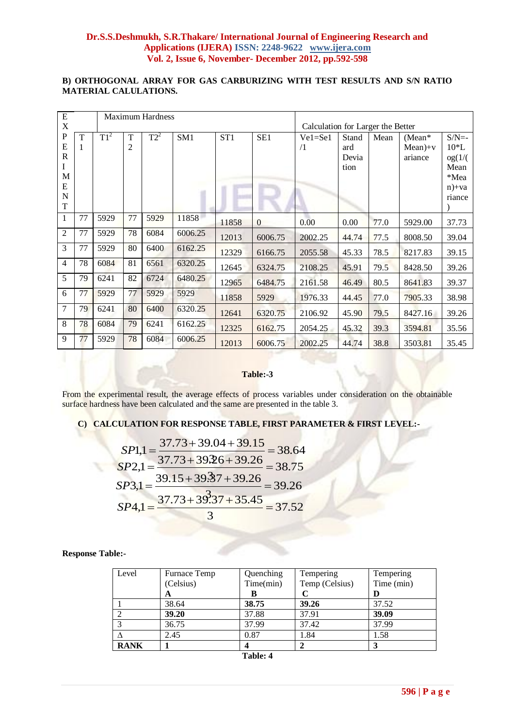**B) ORTHOGONAL ARRAY FOR GAS CARBURIZING WITH TEST RESULTS AND S/N RATIO MATERIAL CALULATIONS.**

| EXPERIMENT | Maximum Hardness | | | | | | | Calculation for Larger the Better | | | | |
|---|---|---|---|---|---|---|---|---|---|---|---|---|
| | T1 | $T1^2$ | T2 | $T2^2$ | SM1 | ST1 | SE1 | Ve1=Se1/1 | Standard Deviation | Mean | (Mean*Mean)+variance | S/N=-10*Log(1/(Mean*Mean)+variance) |
| 1 | 77 | 5929 | 77 | 5929 | 11858 | 11858 | 0 | 0.00 | 0.00 | 77.0 | 5929.00 | 37.73 |
| 2 | 77 | 5929 | 78 | 6084 | 6006.25 | 12013 | 6006.75 | 2002.25 | 44.74 | 77.5 | 8008.50 | 39.04 |
| 3 | 77 | 5929 | 80 | 6400 | 6162.25 | 12329 | 6166.75 | 2055.58 | 45.33 | 78.5 | 8217.83 | 39.15 |
| 4 | 78 | 6084 | 81 | 6561 | 6320.25 | 12645 | 6324.75 | 2108.25 | 45.91 | 79.5 | 8428.50 | 39.26 |
| 5 | 79 | 6241 | 82 | 6724 | 6480.25 | 12965 | 6484.75 | 2161.58 | 46.49 | 80.5 | 8641.83 | 39.37 |
| 6 | 77 | 5929 | 77 | 5929 | 5929 | 11858 | 5929 | 1976.33 | 44.45 | 77.0 | 7905.33 | 38.98 |
| 7 | 79 | 6241 | 80 | 6400 | 6320.25 | 12641 | 6320.75 | 2106.92 | 45.90 | 79.5 | 8427.16 | 39.26 |
| 8 | 78 | 6084 | 79 | 6241 | 6162.25 | 12325 | 6162.75 | 2054.25 | 45.32 | 39.3 | 3594.81 | 35.56 |
| 9 | 77 | 5929 | 78 | 6084 | 6006.25 | 12013 | 6006.75 | 2002.25 | 44.74 | 38.8 | 3503.81 | 35.45 |

**Table:-3**

From the experimental result, the average effects of process variables under consideration on the obtainable surface hardness have been calculated and the same are presented in the table 3.

**C) CALCULATION FOR RESPONSE TABLE, FIRST PARAMETER & FIRST LEVEL:-**

$$SP1,1 = \frac{37.73 + 39.04 + 39.15}{3} = 38.64$$

$$SP2,1 = \frac{37.73 + 39.26 + 39.26}{3} = 38.75$$

$$SP3,1 = \frac{39.15 + 39.37 + 39.26}{3} = 39.26$$

$$SP4,1 = \frac{37.73 + 39.37 + 35.45}{3} = 37.52$$

**Response Table:-**

| Level | Furnace Temp (Celsius) **A** | Quenching Time(min) **B** | Tempering Temp (Celsius) **C** | Tempering Time (min) **D** |
|---|---|---|---|---|
| 1 | 38.64 | **38.75** | **39.26** | 37.52 |
| 2 | **39.20** | 37.88 | 37.91 | **39.09** |
| 3 | 36.75 | 37.99 | 37.42 | 37.99 |
| Δ | 2.45 | 0.87 | 1.84 | 1.58 |
| **RANK** | **1** | **4** | **2** | **3** |

**Table: 4**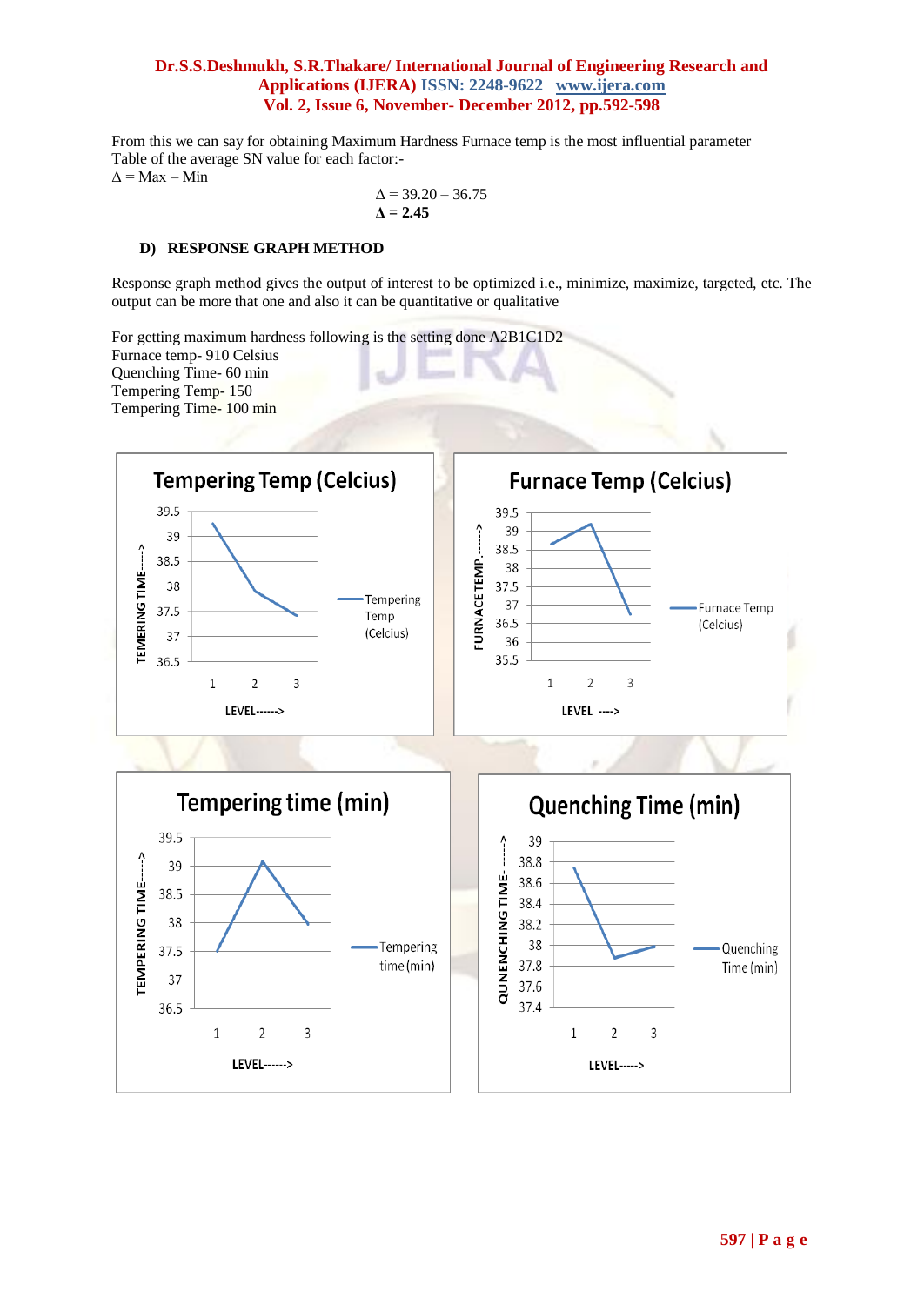From this we can say for obtaining Maximum Hardness Furnace temp is the most influential parameter
Table of the average SN value for each factor:-

$\Delta$ = Max – Min

$$\Delta = 39.20 - 36.75$$

$$\mathbf{\Delta = 2.45}$$

### D) RESPONSE GRAPH METHOD

Response graph method gives the output of interest to be optimized i.e., minimize, maximize, targeted, etc. The output can be more that one and also it can be quantitative or qualitative

For getting maximum hardness following is the setting done A2B1C1D2
Furnace temp- 910 Celsius
Quenching Time- 60 min
Tempering Temp- 150
Tempering Time- 100 min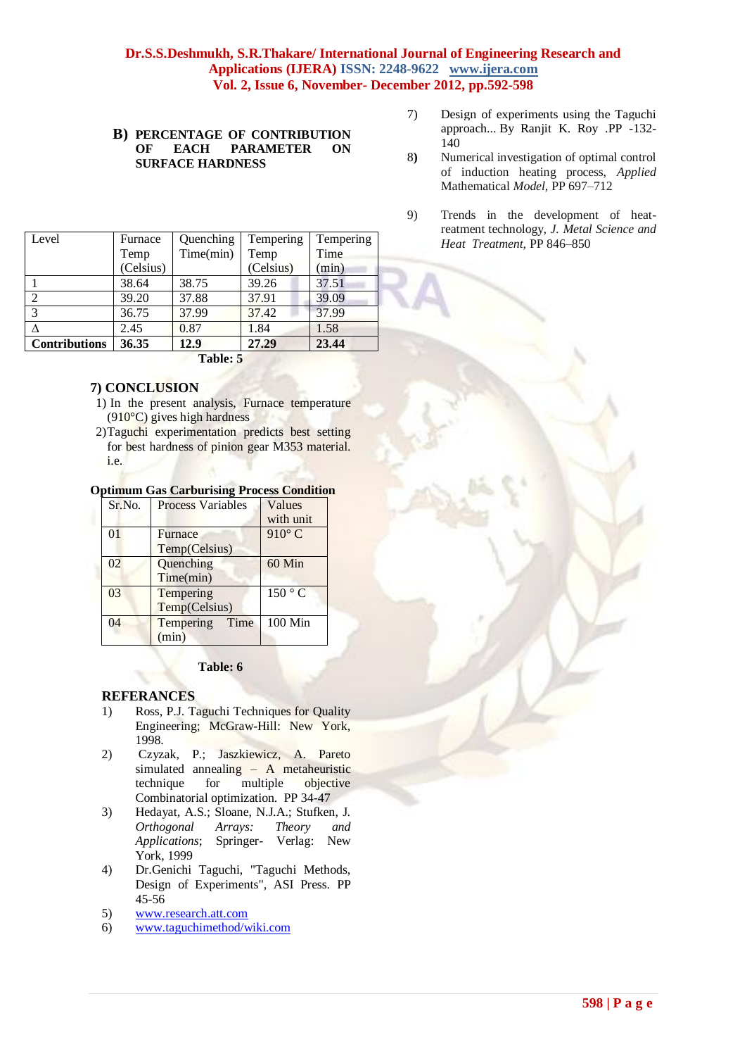### B) PERCENTAGE OF CONTRIBUTION OF EACH PARAMETER ON SURFACE HARDNESS

| Level | Furnace Temp (Celsius) | Quenching Time(min) | Tempering Temp (Celsius) | Tempering Time (min) |
|---|---|---|---|---|
| 1 | 38.64 | 38.75 | 39.26 | 37.51 |
| 2 | 39.20 | 37.88 | 37.91 | 39.09 |
| 3 | 36.75 | 37.99 | 37.42 | 37.99 |
| Δ | 2.45 | 0.87 | 1.84 | 1.58 |
| **Contributions** | **36.35** | **12.9** | **27.29** | **23.44** |

**Table: 5**

## 7) CONCLUSION

1) In the present analysis, Furnace temperature (910°C) gives high hardness
2) Taguchi experimentation predicts best setting for best hardness of pinion gear M353 material. i.e.

**Optimum Gas Carburising Process Condition**

| Sr.No. | Process Variables | Values with unit |
|---|---|---|
| 01 | Furnace Temp(Celsius) | 910° C |
| 02 | Quenching Time(min) | 60 Min |
| 03 | Tempering Temp(Celsius) | 150 ° C |
| 04 | Tempering Time (min) | 100 Min |

**Table: 6**

## REFERANCES

1) Ross, P.J. Taguchi Techniques for Quality Engineering; McGraw-Hill: New York, 1998.
2) Czyzak, P.; Jaszkiewicz, A. Pareto simulated annealing – A metaheuristic technique for multiple objective Combinatorial optimization. PP 34-47
3) Hedayat, A.S.; Sloane, N.J.A.; Stufken, J. *Orthogonal Arrays: Theory and Applications*; Springer- Verlag: New York, 1999
4) Dr.Genichi Taguchi, "Taguchi Methods, Design of Experiments", ASI Press. PP 45-56
5) www.research.att.com
6) www.taguchimethod/wiki.com
7) Design of experiments using the Taguchi approach... By Ranjit K. Roy .PP -132-140
8) Numerical investigation of optimal control of induction heating process, *Applied* Mathematical *Model*, PP 697–712
9) Trends in the development of heat-reatment technology, *J. Metal Science and Heat Treatment*, PP 846–850